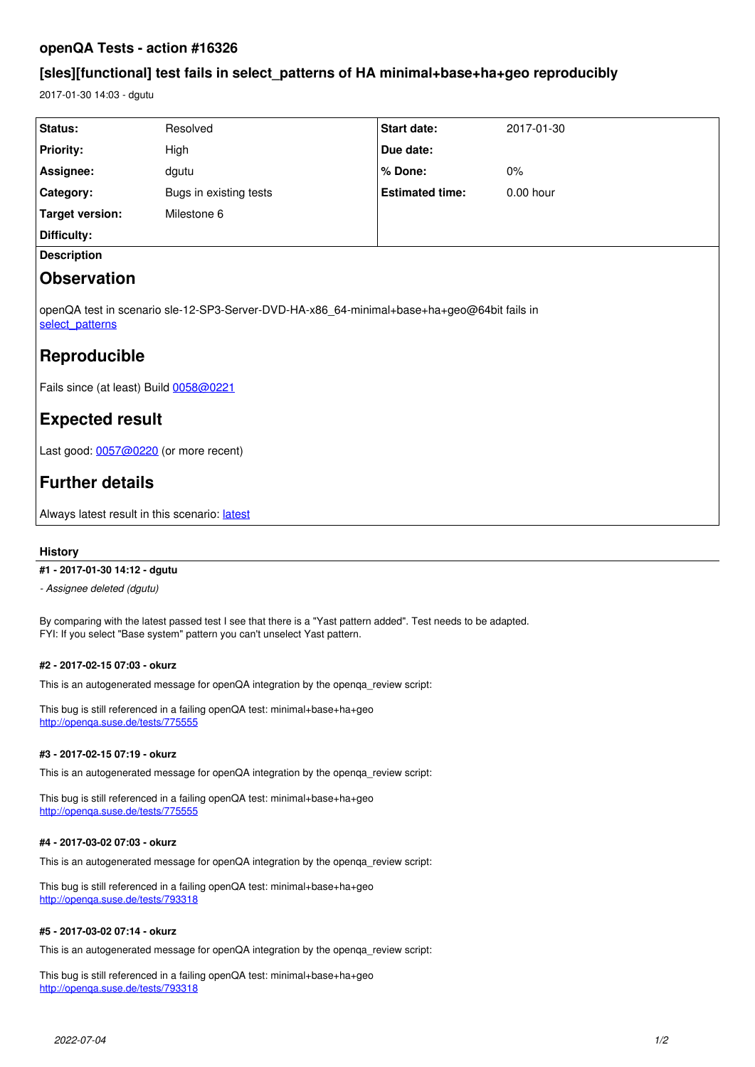## openQA Tests - action #16326

## [sles][functional] test fails in select_patterns of HA minimal+base+ha+geo reproducibly

2017-01-30 14:03 - dgutu

| Status: | Resolved | Start date: | 2017-01-30 |
|---|---|---|---|
| Priority: | High | Due date: | |
| Assignee: | dgutu | % Done: | 0% |
| Category: | Bugs in existing tests | Estimated time: | 0.00 hour |
| Target version: | Milestone 6 | | |
| Difficulty: | | | |

**Description**

# Observation

openQA test in scenario sle-12-SP3-Server-DVD-HA-x86_64-minimal+base+ha+geo@64bit fails in select_patterns

# Reproducible

Fails since (at least) Build 0058@0221

# Expected result

Last good: 0057@0220 (or more recent)

# Further details

Always latest result in this scenario: latest

### History

#### #1 - 2017-01-30 14:12 - dgutu

*- Assignee deleted (dgutu)*

By comparing with the latest passed test I see that there is a "Yast pattern added". Test needs to be adapted.
FYI: If you select "Base system" pattern you can't unselect Yast pattern.

#### #2 - 2017-02-15 07:03 - okurz

This is an autogenerated message for openQA integration by the openqa_review script:

This bug is still referenced in a failing openQA test: minimal+base+ha+geo
http://openqa.suse.de/tests/775555

#### #3 - 2017-02-15 07:19 - okurz

This is an autogenerated message for openQA integration by the openqa_review script:

This bug is still referenced in a failing openQA test: minimal+base+ha+geo
http://openqa.suse.de/tests/775555

#### #4 - 2017-03-02 07:03 - okurz

This is an autogenerated message for openQA integration by the openqa_review script:

This bug is still referenced in a failing openQA test: minimal+base+ha+geo
http://openqa.suse.de/tests/793318

#### #5 - 2017-03-02 07:14 - okurz

This is an autogenerated message for openQA integration by the openqa_review script:

This bug is still referenced in a failing openQA test: minimal+base+ha+geo
http://openqa.suse.de/tests/793318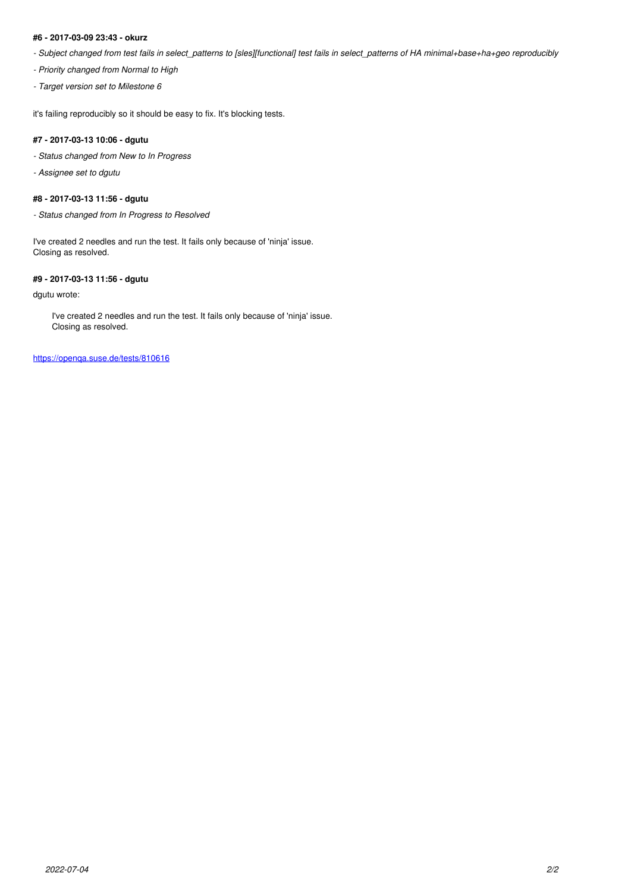#### #6 - 2017-03-09 23:43 - okurz

- *Subject changed from test fails in select_patterns to [sles][functional] test fails in select_patterns of HA minimal+base+ha+geo reproducibly*
- *Priority changed from Normal to High*
- *Target version set to Milestone 6*

it's failing reproducibly so it should be easy to fix. It's blocking tests.

#### #7 - 2017-03-13 10:06 - dgutu

- *Status changed from New to In Progress*
- *Assignee set to dgutu*

#### #8 - 2017-03-13 11:56 - dgutu

- *Status changed from In Progress to Resolved*

I've created 2 needles and run the test. It fails only because of 'ninja' issue.
Closing as resolved.

#### #9 - 2017-03-13 11:56 - dgutu

dgutu wrote:

> I've created 2 needles and run the test. It fails only because of 'ninja' issue.
> Closing as resolved.

https://openqa.suse.de/tests/810616